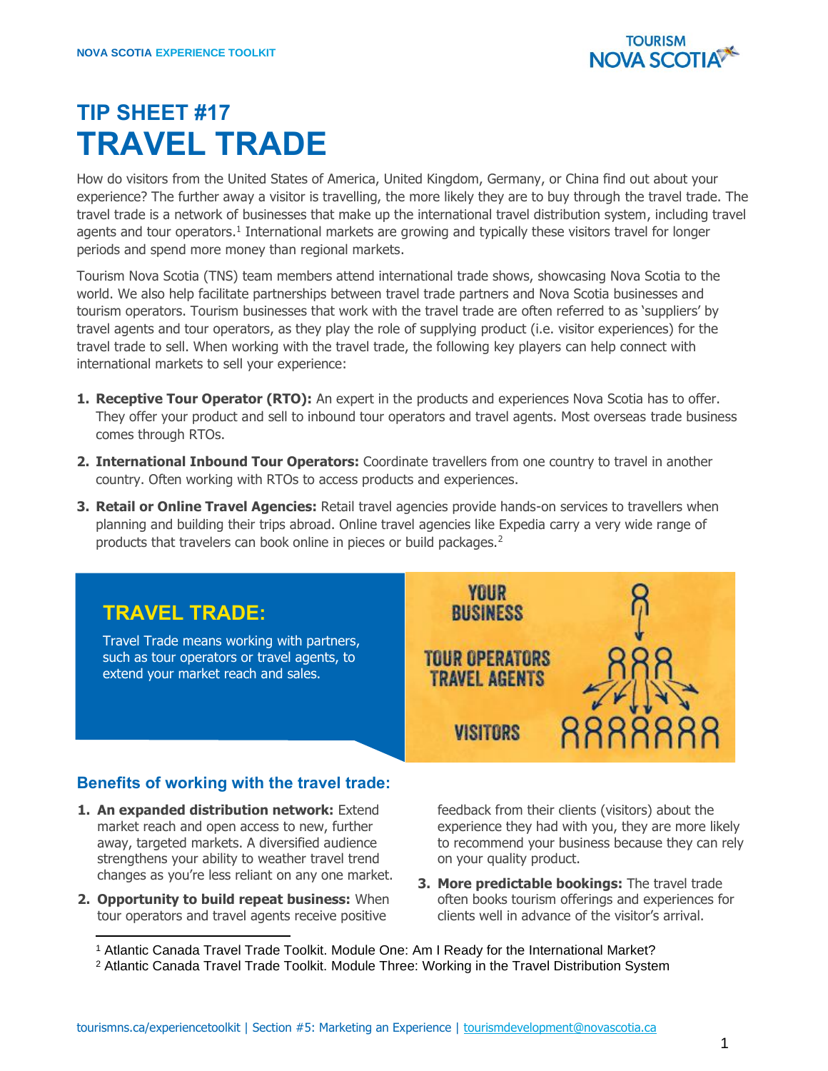NOVA SCOTIA EXPERIENCE TOOLKIT

# TIP SHEET #17
# TRAVEL TRADE

How do visitors from the United States of America, United Kingdom, Germany, or China find out about your experience? The further away a visitor is travelling, the more likely they are to buy through the travel trade. The travel trade is a network of businesses that make up the international travel distribution system, including travel agents and tour operators.[1] International markets are growing and typically these visitors travel for longer periods and spend more money than regional markets.

Tourism Nova Scotia (TNS) team members attend international trade shows, showcasing Nova Scotia to the world. We also help facilitate partnerships between travel trade partners and Nova Scotia businesses and tourism operators. Tourism businesses that work with the travel trade are often referred to as 'suppliers' by travel agents and tour operators, as they play the role of supplying product (i.e. visitor experiences) for the travel trade to sell. When working with the travel trade, the following key players can help connect with international markets to sell your experience:

1. **Receptive Tour Operator (RTO):** An expert in the products and experiences Nova Scotia has to offer. They offer your product and sell to inbound tour operators and travel agents. Most overseas trade business comes through RTOs.
2. **International Inbound Tour Operators:** Coordinate travellers from one country to travel in another country. Often working with RTOs to access products and experiences.
3. **Retail or Online Travel Agencies:** Retail travel agencies provide hands-on services to travellers when planning and building their trips abroad. Online travel agencies like Expedia carry a very wide range of products that travelers can book online in pieces or build packages.[2]

## TRAVEL TRADE:

Travel Trade means working with partners, such as tour operators or travel agents, to extend your market reach and sales.

YOUR BUSINESS

TOUR OPERATORS TRAVEL AGENTS

VISITORS

### Benefits of working with the travel trade:

1. **An expanded distribution network:** Extend market reach and open access to new, further away, targeted markets. A diversified audience strengthens your ability to weather travel trend changes as you're less reliant on any one market.
2. **Opportunity to build repeat business:** When tour operators and travel agents receive positive feedback from their clients (visitors) about the experience they had with you, they are more likely to recommend your business because they can rely on your quality product.
3. **More predictable bookings:** The travel trade often books tourism offerings and experiences for clients well in advance of the visitor's arrival.

---

[1] Atlantic Canada Travel Trade Toolkit. Module One: Am I Ready for the International Market?

[2] Atlantic Canada Travel Trade Toolkit. Module Three: Working in the Travel Distribution System

tourismns.ca/experiencetoolkit | Section #5: Marketing an Experience | tourismdevelopment@novascotia.ca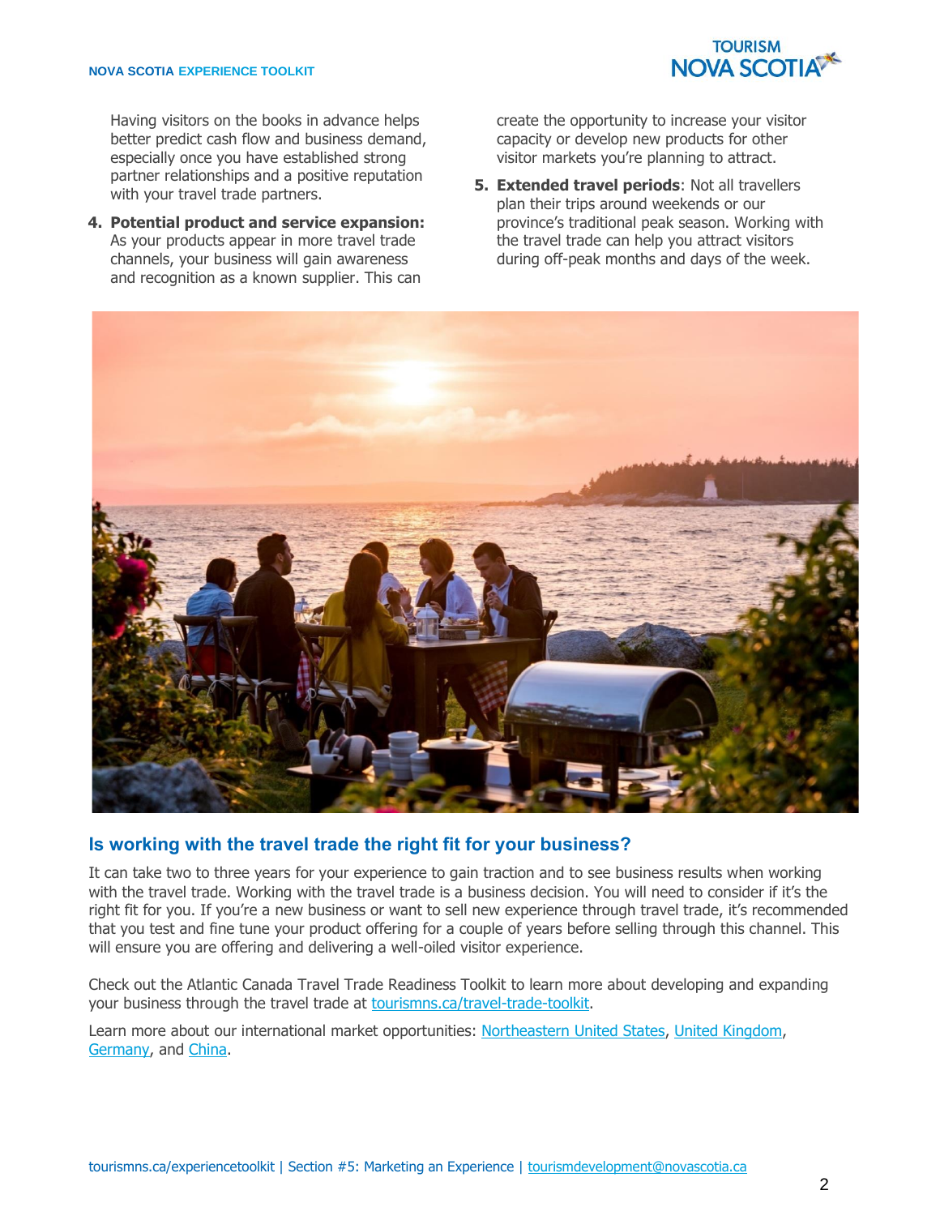Having visitors on the books in advance helps better predict cash flow and business demand, especially once you have established strong partner relationships and a positive reputation with your travel trade partners.

4. **Potential product and service expansion:** As your products appear in more travel trade channels, your business will gain awareness and recognition as a known supplier. This can create the opportunity to increase your visitor capacity or develop new products for other visitor markets you're planning to attract.
5. **Extended travel periods**: Not all travellers plan their trips around weekends or our province's traditional peak season. Working with the travel trade can help you attract visitors during off-peak months and days of the week.

## Is working with the travel trade the right fit for your business?

It can take two to three years for your experience to gain traction and to see business results when working with the travel trade. Working with the travel trade is a business decision. You will need to consider if it's the right fit for you. If you're a new business or want to sell new experience through travel trade, it's recommended that you test and fine tune your product offering for a couple of years before selling through this channel. This will ensure you are offering and delivering a well-oiled visitor experience.

Check out the Atlantic Canada Travel Trade Readiness Toolkit to learn more about developing and expanding your business through the travel trade at tourismns.ca/travel-trade-toolkit.

Learn more about our international market opportunities: Northeastern United States, United Kingdom, Germany, and China.